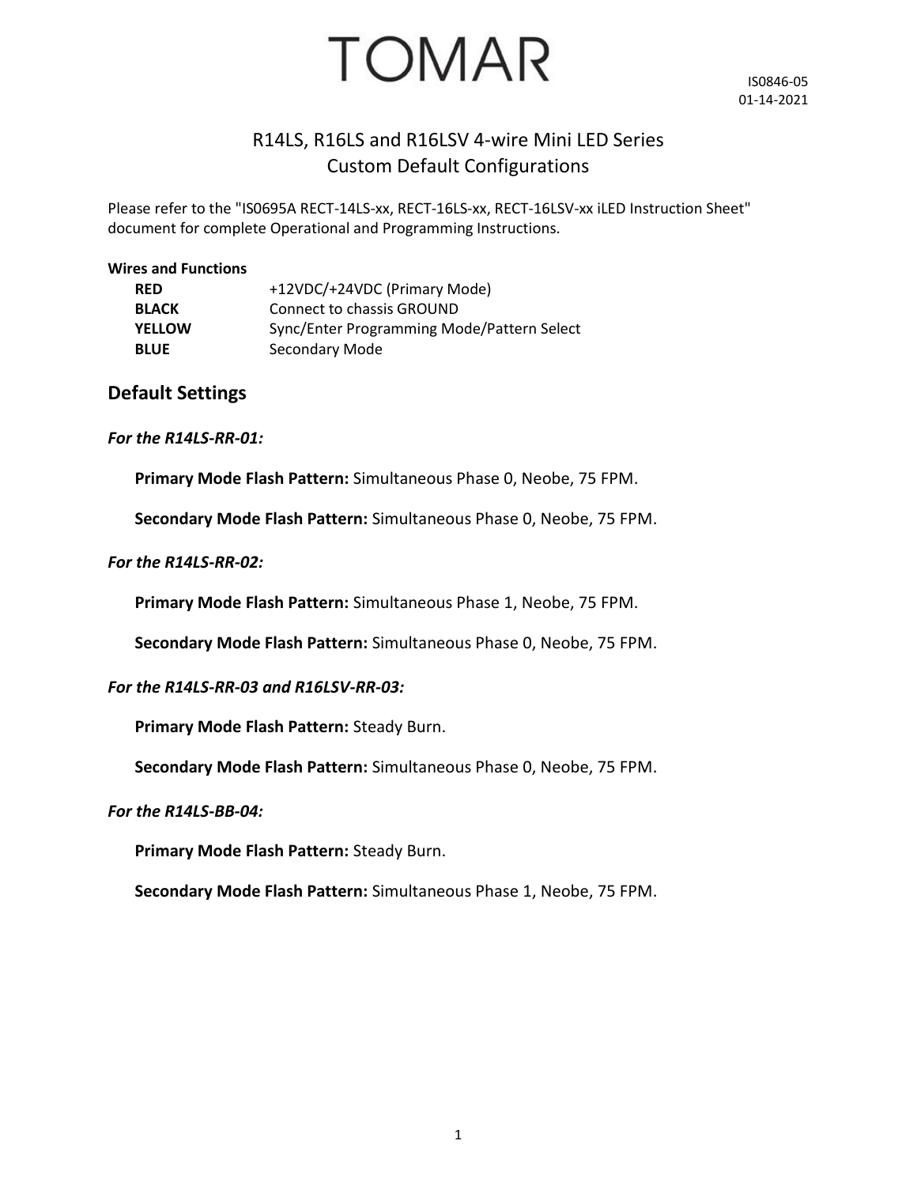# TOMAR

IS0846-05
01-14-2021

## R14LS, R16LS and R16LSV 4-wire Mini LED Series
## Custom Default Configurations

Please refer to the "IS0695A RECT-14LS-xx, RECT-16LS-xx, RECT-16LSV-xx iLED Instruction Sheet" document for complete Operational and Programming Instructions.

**Wires and Functions**

| | |
|---|---|
| **RED** | +12VDC/+24VDC (Primary Mode) |
| **BLACK** | Connect to chassis GROUND |
| **YELLOW** | Sync/Enter Programming Mode/Pattern Select |
| **BLUE** | Secondary Mode |

## Default Settings

***For the R14LS-RR-01:***

**Primary Mode Flash Pattern:** Simultaneous Phase 0, Neobe, 75 FPM.

**Secondary Mode Flash Pattern:** Simultaneous Phase 0, Neobe, 75 FPM.

***For the R14LS-RR-02:***

**Primary Mode Flash Pattern:** Simultaneous Phase 1, Neobe, 75 FPM.

**Secondary Mode Flash Pattern:** Simultaneous Phase 0, Neobe, 75 FPM.

***For the R14LS-RR-03 and R16LSV-RR-03:***

**Primary Mode Flash Pattern:** Steady Burn.

**Secondary Mode Flash Pattern:** Simultaneous Phase 0, Neobe, 75 FPM.

***For the R14LS-BB-04:***

**Primary Mode Flash Pattern:** Steady Burn.

**Secondary Mode Flash Pattern:** Simultaneous Phase 1, Neobe, 75 FPM.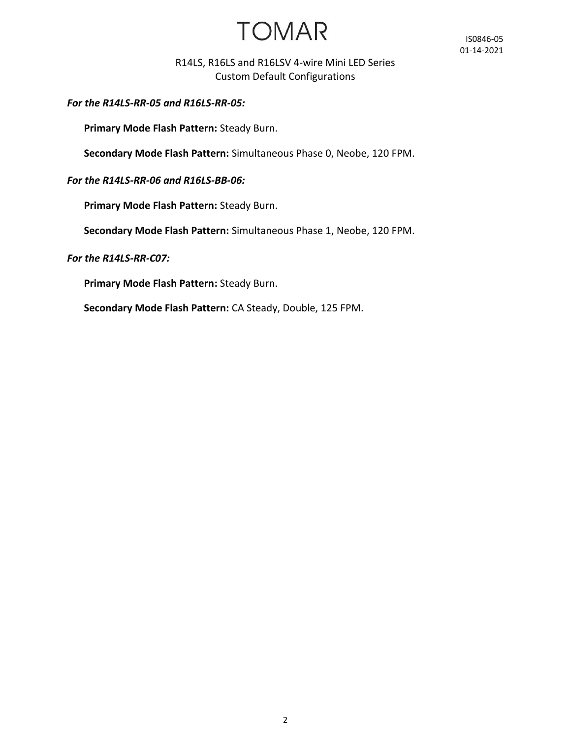*For the R14LS-RR-05 and R16LS-RR-05:*

**Primary Mode Flash Pattern:** Steady Burn.

**Secondary Mode Flash Pattern:** Simultaneous Phase 0, Neobe, 120 FPM.

*For the R14LS-RR-06 and R16LS-BB-06:*

**Primary Mode Flash Pattern:** Steady Burn.

**Secondary Mode Flash Pattern:** Simultaneous Phase 1, Neobe, 120 FPM.

*For the R14LS-RR-C07:*

**Primary Mode Flash Pattern:** Steady Burn.

**Secondary Mode Flash Pattern:** CA Steady, Double, 125 FPM.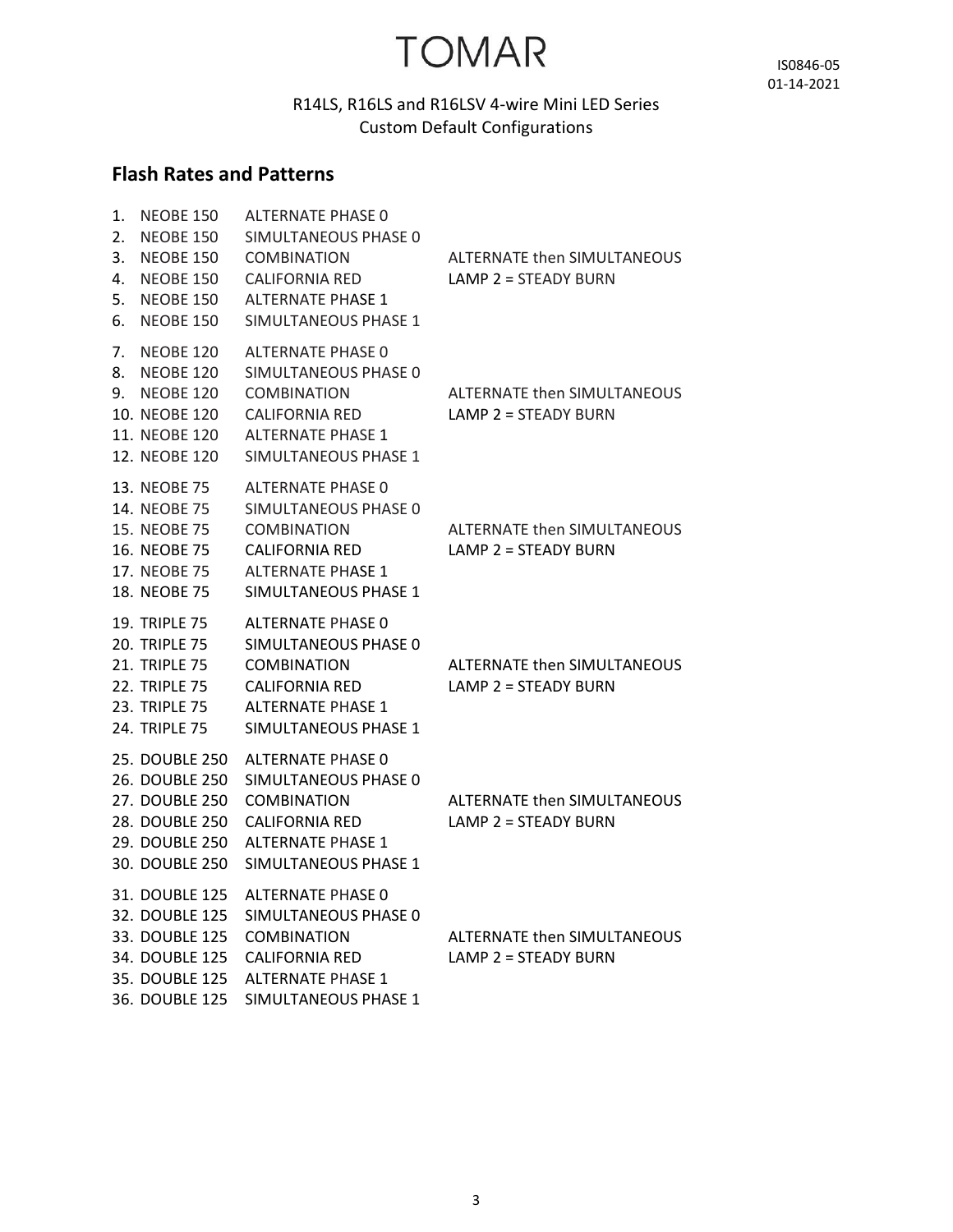# TOMAR

IS0846-05
01-14-2021

R14LS, R16LS and R16LSV 4-wire Mini LED Series
Custom Default Configurations

## Flash Rates and Patterns

1. NEOBE 150 ALTERNATE PHASE 0
2. NEOBE 150 SIMULTANEOUS PHASE 0
3. NEOBE 150 COMBINATION ALTERNATE then SIMULTANEOUS
4. NEOBE 150 CALIFORNIA RED LAMP 2 = STEADY BURN
5. NEOBE 150 ALTERNATE PHASE 1
6. NEOBE 150 SIMULTANEOUS PHASE 1

7. NEOBE 120 ALTERNATE PHASE 0
8. NEOBE 120 SIMULTANEOUS PHASE 0
9. NEOBE 120 COMBINATION ALTERNATE then SIMULTANEOUS
10. NEOBE 120 CALIFORNIA RED LAMP 2 = STEADY BURN
11. NEOBE 120 ALTERNATE PHASE 1
12. NEOBE 120 SIMULTANEOUS PHASE 1

13. NEOBE 75 ALTERNATE PHASE 0
14. NEOBE 75 SIMULTANEOUS PHASE 0
15. NEOBE 75 COMBINATION ALTERNATE then SIMULTANEOUS
16. NEOBE 75 CALIFORNIA RED LAMP 2 = STEADY BURN
17. NEOBE 75 ALTERNATE PHASE 1
18. NEOBE 75 SIMULTANEOUS PHASE 1

19. TRIPLE 75 ALTERNATE PHASE 0
20. TRIPLE 75 SIMULTANEOUS PHASE 0
21. TRIPLE 75 COMBINATION ALTERNATE then SIMULTANEOUS
22. TRIPLE 75 CALIFORNIA RED LAMP 2 = STEADY BURN
23. TRIPLE 75 ALTERNATE PHASE 1
24. TRIPLE 75 SIMULTANEOUS PHASE 1

25. DOUBLE 250 ALTERNATE PHASE 0
26. DOUBLE 250 SIMULTANEOUS PHASE 0
27. DOUBLE 250 COMBINATION ALTERNATE then SIMULTANEOUS
28. DOUBLE 250 CALIFORNIA RED LAMP 2 = STEADY BURN
29. DOUBLE 250 ALTERNATE PHASE 1
30. DOUBLE 250 SIMULTANEOUS PHASE 1

31. DOUBLE 125 ALTERNATE PHASE 0
32. DOUBLE 125 SIMULTANEOUS PHASE 0
33. DOUBLE 125 COMBINATION ALTERNATE then SIMULTANEOUS
34. DOUBLE 125 CALIFORNIA RED LAMP 2 = STEADY BURN
35. DOUBLE 125 ALTERNATE PHASE 1
36. DOUBLE 125 SIMULTANEOUS PHASE 1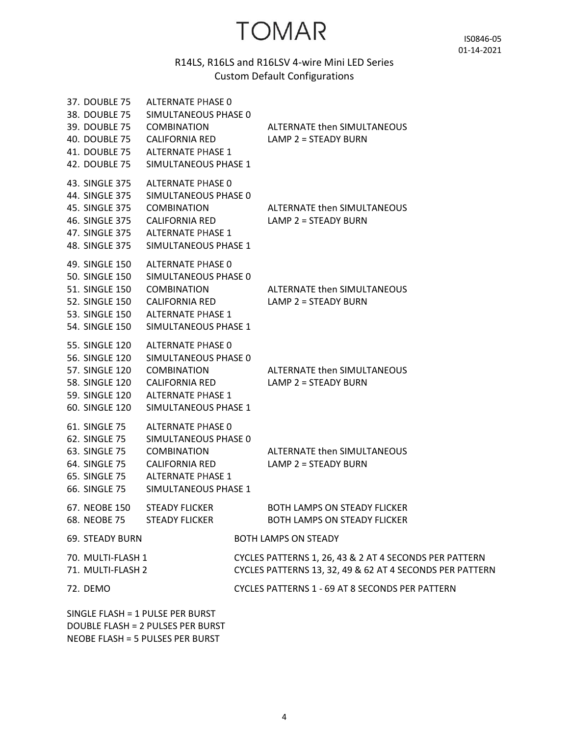# TOMAR

IS0846-05
01-14-2021

## R14LS, R16LS and R16LSV 4-wire Mini LED Series
## Custom Default Configurations

| | | |
|---|---|---|
| 37. DOUBLE 75 | ALTERNATE PHASE 0 | |
| 38. DOUBLE 75 | SIMULTANEOUS PHASE 0 | |
| 39. DOUBLE 75 | COMBINATION | ALTERNATE then SIMULTANEOUS |
| 40. DOUBLE 75 | CALIFORNIA RED | LAMP 2 = STEADY BURN |
| 41. DOUBLE 75 | ALTERNATE PHASE 1 | |
| 42. DOUBLE 75 | SIMULTANEOUS PHASE 1 | |
| 43. SINGLE 375 | ALTERNATE PHASE 0 | |
| 44. SINGLE 375 | SIMULTANEOUS PHASE 0 | |
| 45. SINGLE 375 | COMBINATION | ALTERNATE then SIMULTANEOUS |
| 46. SINGLE 375 | CALIFORNIA RED | LAMP 2 = STEADY BURN |
| 47. SINGLE 375 | ALTERNATE PHASE 1 | |
| 48. SINGLE 375 | SIMULTANEOUS PHASE 1 | |
| 49. SINGLE 150 | ALTERNATE PHASE 0 | |
| 50. SINGLE 150 | SIMULTANEOUS PHASE 0 | |
| 51. SINGLE 150 | COMBINATION | ALTERNATE then SIMULTANEOUS |
| 52. SINGLE 150 | CALIFORNIA RED | LAMP 2 = STEADY BURN |
| 53. SINGLE 150 | ALTERNATE PHASE 1 | |
| 54. SINGLE 150 | SIMULTANEOUS PHASE 1 | |
| 55. SINGLE 120 | ALTERNATE PHASE 0 | |
| 56. SINGLE 120 | SIMULTANEOUS PHASE 0 | |
| 57. SINGLE 120 | COMBINATION | ALTERNATE then SIMULTANEOUS |
| 58. SINGLE 120 | CALIFORNIA RED | LAMP 2 = STEADY BURN |
| 59. SINGLE 120 | ALTERNATE PHASE 1 | |
| 60. SINGLE 120 | SIMULTANEOUS PHASE 1 | |
| 61. SINGLE 75 | ALTERNATE PHASE 0 | |
| 62. SINGLE 75 | SIMULTANEOUS PHASE 0 | |
| 63. SINGLE 75 | COMBINATION | ALTERNATE then SIMULTANEOUS |
| 64. SINGLE 75 | CALIFORNIA RED | LAMP 2 = STEADY BURN |
| 65. SINGLE 75 | ALTERNATE PHASE 1 | |
| 66. SINGLE 75 | SIMULTANEOUS PHASE 1 | |
| 67. NEOBE 150 | STEADY FLICKER | BOTH LAMPS ON STEADY FLICKER |
| 68. NEOBE 75 | STEADY FLICKER | BOTH LAMPS ON STEADY FLICKER |
| 69. STEADY BURN | | BOTH LAMPS ON STEADY |
| 70. MULTI-FLASH 1 | | CYCLES PATTERNS 1, 26, 43 & 2 AT 4 SECONDS PER PATTERN |
| 71. MULTI-FLASH 2 | | CYCLES PATTERNS 13, 32, 49 & 62 AT 4 SECONDS PER PATTERN |
| 72. DEMO | | CYCLES PATTERNS 1 - 69 AT 8 SECONDS PER PATTERN |

SINGLE FLASH = 1 PULSE PER BURST
DOUBLE FLASH = 2 PULSES PER BURST
NEOBE FLASH = 5 PULSES PER BURST